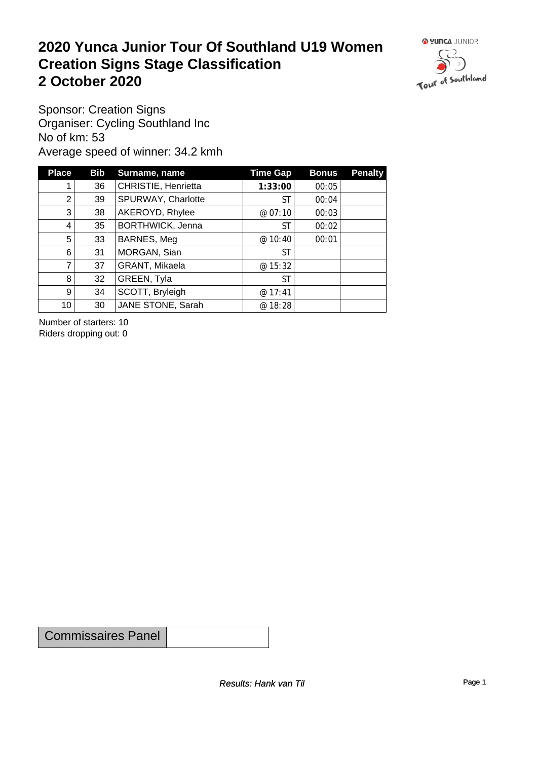# 2020 Yunca Junior Tour Of Southland U19 Women
# Creation Signs Stage Classification
# 2 October 2020

Sponsor: Creation Signs
Organiser: Cycling Southland Inc
No of km: 53
Average speed of winner: 34.2 kmh

| Place | Bib | Surname, name | Time Gap | Bonus | Penalty |
|---|---|---|---|---|---|
| 1 | 36 | CHRISTIE, Henrietta | **1:33:00** | 00:05 | |
| 2 | 39 | SPURWAY, Charlotte | ST | 00:04 | |
| 3 | 38 | AKEROYD, Rhylee | @ 07:10 | 00:03 | |
| 4 | 35 | BORTHWICK, Jenna | ST | 00:02 | |
| 5 | 33 | BARNES, Meg | @ 10:40 | 00:01 | |
| 6 | 31 | MORGAN, Sian | ST | | |
| 7 | 37 | GRANT, Mikaela | @ 15:32 | | |
| 8 | 32 | GREEN, Tyla | ST | | |
| 9 | 34 | SCOTT, Bryleigh | @ 17:41 | | |
| 10 | 30 | JANE STONE, Sarah | @ 18:28 | | |

Number of starters: 10
Riders dropping out: 0

| Commissaires Panel | |
|---|---|

*Results: Hank van Til*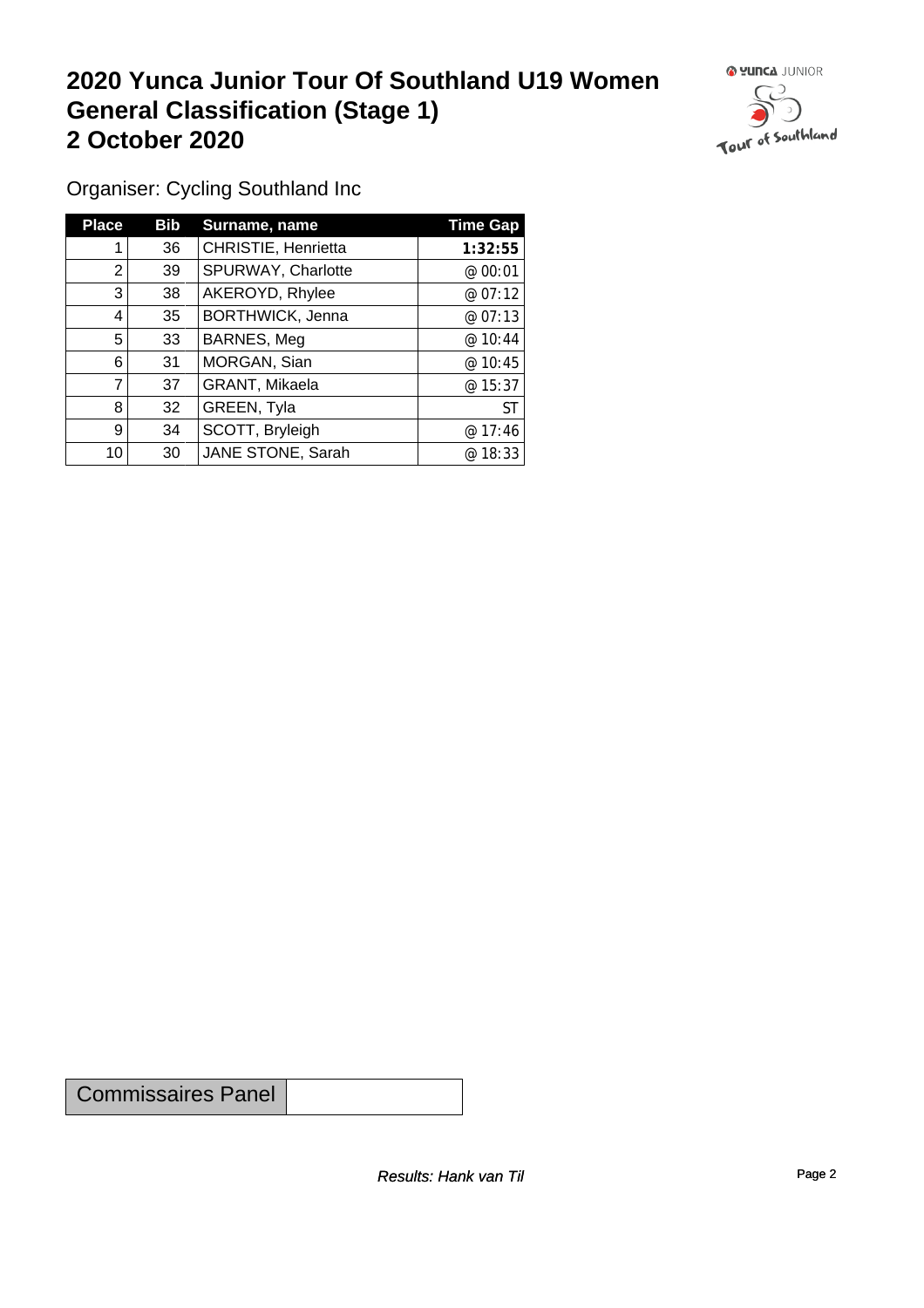# 2020 Yunca Junior Tour Of Southland U19 Women
# General Classification (Stage 1)
# 2 October 2020

Organiser: Cycling Southland Inc

| Place | Bib | Surname, name | Time Gap |
|---|---|---|---|
| 1 | 36 | CHRISTIE, Henrietta | **1:32:55** |
| 2 | 39 | SPURWAY, Charlotte | @ 00:01 |
| 3 | 38 | AKEROYD, Rhylee | @ 07:12 |
| 4 | 35 | BORTHWICK, Jenna | @ 07:13 |
| 5 | 33 | BARNES, Meg | @ 10:44 |
| 6 | 31 | MORGAN, Sian | @ 10:45 |
| 7 | 37 | GRANT, Mikaela | @ 15:37 |
| 8 | 32 | GREEN, Tyla | ST |
| 9 | 34 | SCOTT, Bryleigh | @ 17:46 |
| 10 | 30 | JANE STONE, Sarah | @ 18:33 |

| Commissaires Panel | |
|---|---|

*Results: Hank van Til*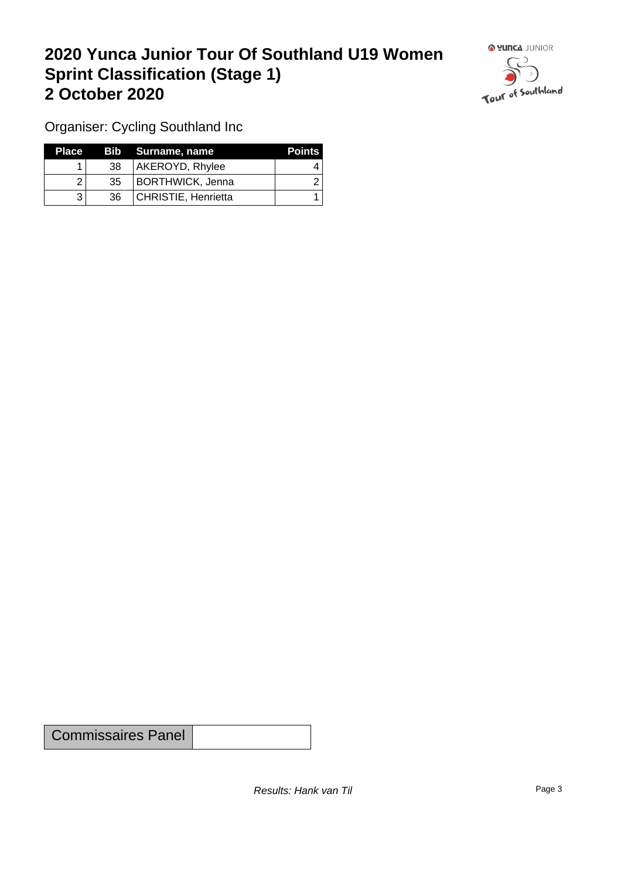# 2020 Yunca Junior Tour Of Southland U19 Women Sprint Classification (Stage 1) 2 October 2020

Organiser: Cycling Southland Inc

| Place | Bib | Surname, name | Points |
|---|---|---|---|
| 1 | 38 | AKEROYD, Rhylee | 4 |
| 2 | 35 | BORTHWICK, Jenna | 2 |
| 3 | 36 | CHRISTIE, Henrietta | 1 |

| Commissaires Panel | |
|---|---|

*Results: Hank van Til*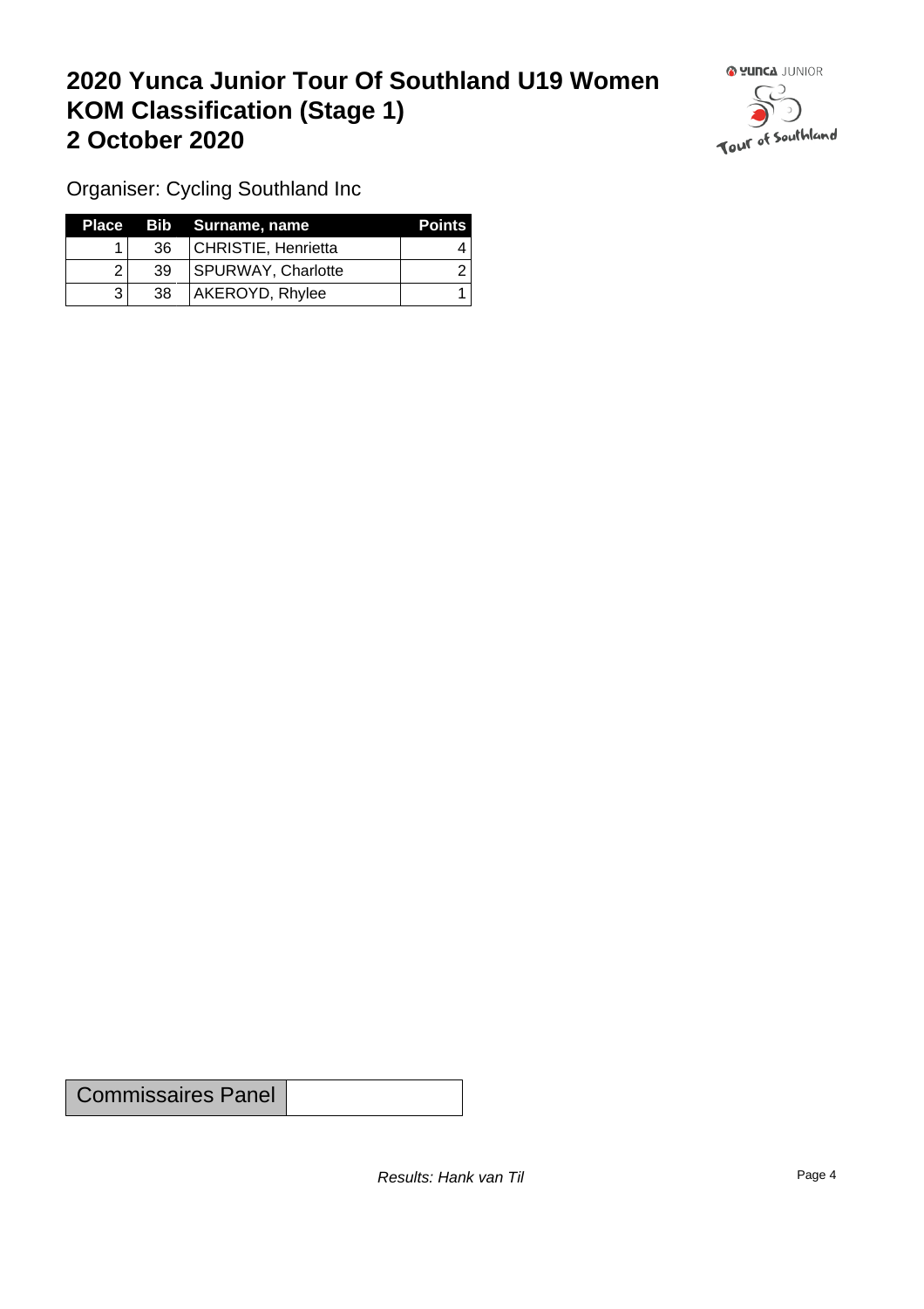# 2020 Yunca Junior Tour Of Southland U19 Women KOM Classification (Stage 1) 2 October 2020

Organiser: Cycling Southland Inc

| Place | Bib | Surname, name | Points |
|---|---|---|---|
| 1 | 36 | CHRISTIE, Henrietta | 4 |
| 2 | 39 | SPURWAY, Charlotte | 2 |
| 3 | 38 | AKEROYD, Rhylee | 1 |

| Commissaires Panel | |
|---|---|

*Results: Hank van Til*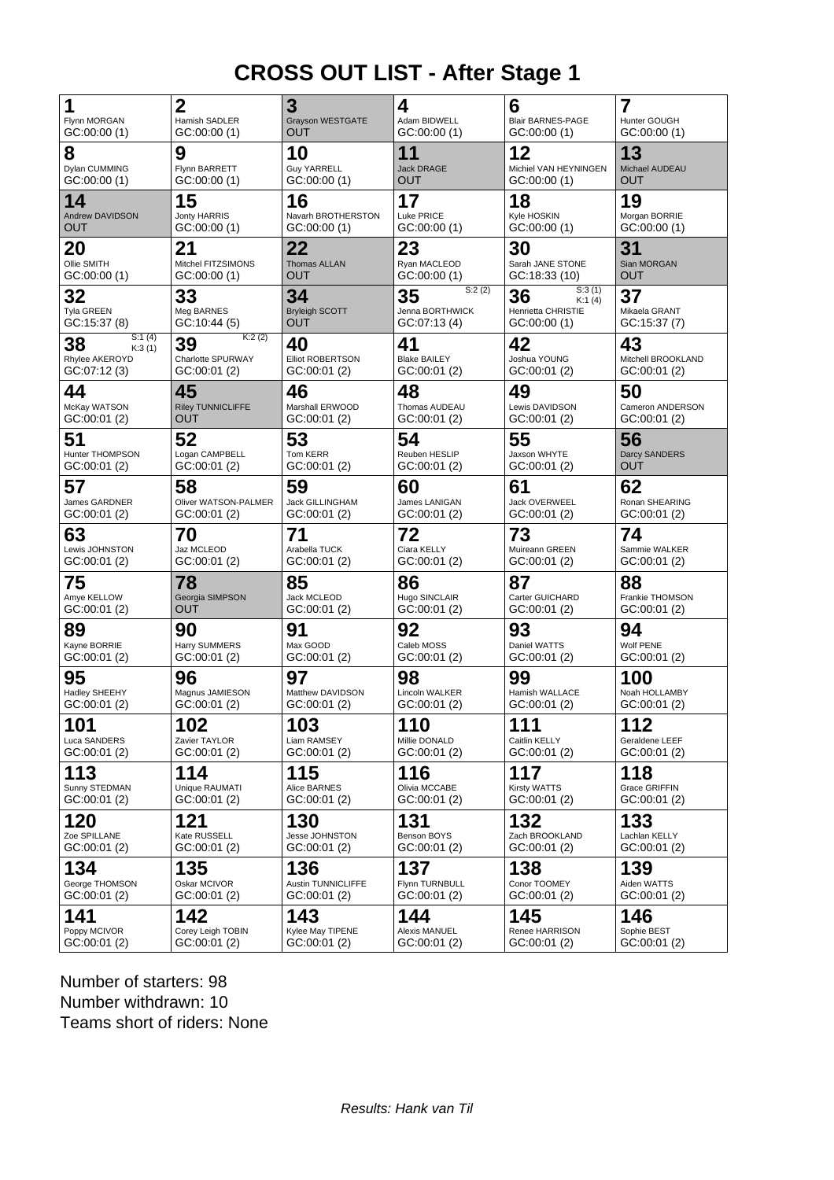# CROSS OUT LIST - After Stage 1

| | | | | | |
|---|---|---|---|---|---|
| **1** Flynn MORGAN GC:00:00 (1) | **2** Hamish SADLER GC:00:00 (1) | **3** Grayson WESTGATE OUT | **4** Adam BIDWELL GC:00:00 (1) | **6** Blair BARNES-PAGE GC:00:00 (1) | **7** Hunter GOUGH GC:00:00 (1) |
| **8** Dylan CUMMING GC:00:00 (1) | **9** Flynn BARRETT GC:00:00 (1) | **10** Guy YARRELL GC:00:00 (1) | **11** Jack DRAGE OUT | **12** Michiel VAN HEYNINGEN GC:00:00 (1) | **13** Michael AUDEAU OUT |
| **14** Andrew DAVIDSON OUT | **15** Jonty HARRIS GC:00:00 (1) | **16** Navarh BROTHERSTON GC:00:00 (1) | **17** Luke PRICE GC:00:00 (1) | **18** Kyle HOSKIN GC:00:00 (1) | **19** Morgan BORRIE GC:00:00 (1) |
| **20** Ollie SMITH GC:00:00 (1) | **21** Mitchel FITZSIMONS GC:00:00 (1) | **22** Thomas ALLAN OUT | **23** Ryan MACLEOD GC:00:00 (1) | **30** Sarah JANE STONE GC:18:33 (10) | **31** Sian MORGAN OUT |
| **32** Tyla GREEN GC:15:37 (8) | **33** Meg BARNES GC:10:44 (5) | **34** Bryleigh SCOTT OUT | **35** S:2 (2) Jenna BORTHWICK GC:07:13 (4) | **36** S:3 (1) K:1 (4) Henrietta CHRISTIE GC:00:00 (1) | **37** Mikaela GRANT GC:15:37 (7) |
| **38** S:1 (4) K:3 (1) Rhylee AKEROYD GC:07:12 (3) | **39** K:2 (2) Charlotte SPURWAY GC:00:01 (2) | **40** Elliot ROBERTSON GC:00:01 (2) | **41** Blake BAILEY GC:00:01 (2) | **42** Joshua YOUNG GC:00:01 (2) | **43** Mitchell BROOKLAND GC:00:01 (2) |
| **44** McKay WATSON GC:00:01 (2) | **45** Riley TUNNICLIFFE OUT | **46** Marshall ERWOOD GC:00:01 (2) | **48** Thomas AUDEAU GC:00:01 (2) | **49** Lewis DAVIDSON GC:00:01 (2) | **50** Cameron ANDERSON GC:00:01 (2) |
| **51** Hunter THOMPSON GC:00:01 (2) | **52** Logan CAMPBELL GC:00:01 (2) | **53** Tom KERR GC:00:01 (2) | **54** Reuben HESLIP GC:00:01 (2) | **55** Jaxson WHYTE GC:00:01 (2) | **56** Darcy SANDERS OUT |
| **57** James GARDNER GC:00:01 (2) | **58** Oliver WATSON-PALMER GC:00:01 (2) | **59** Jack GILLINGHAM GC:00:01 (2) | **60** James LANIGAN GC:00:01 (2) | **61** Jack OVERWEEL GC:00:01 (2) | **62** Ronan SHEARING GC:00:01 (2) |
| **63** Lewis JOHNSTON GC:00:01 (2) | **70** Jaz MCLEOD GC:00:01 (2) | **71** Arabella TUCK GC:00:01 (2) | **72** Ciara KELLY GC:00:01 (2) | **73** Muireann GREEN GC:00:01 (2) | **74** Sammie WALKER GC:00:01 (2) |
| **75** Amye KELLOW GC:00:01 (2) | **78** Georgia SIMPSON OUT | **85** Jack MCLEOD GC:00:01 (2) | **86** Hugo SINCLAIR GC:00:01 (2) | **87** Carter GUICHARD GC:00:01 (2) | **88** Frankie THOMSON GC:00:01 (2) |
| **89** Kayne BORRIE GC:00:01 (2) | **90** Harry SUMMERS GC:00:01 (2) | **91** Max GOOD GC:00:01 (2) | **92** Caleb MOSS GC:00:01 (2) | **93** Daniel WATTS GC:00:01 (2) | **94** Wolf PENE GC:00:01 (2) |
| **95** Hadley SHEEHY GC:00:01 (2) | **96** Magnus JAMIESON GC:00:01 (2) | **97** Matthew DAVIDSON GC:00:01 (2) | **98** Lincoln WALKER GC:00:01 (2) | **99** Hamish WALLACE GC:00:01 (2) | **100** Noah HOLLAMBY GC:00:01 (2) |
| **101** Luca SANDERS GC:00:01 (2) | **102** Zavier TAYLOR GC:00:01 (2) | **103** Liam RAMSEY GC:00:01 (2) | **110** Millie DONALD GC:00:01 (2) | **111** Caitlin KELLY GC:00:01 (2) | **112** Geraldene LEEF GC:00:01 (2) |
| **113** Sunny STEDMAN GC:00:01 (2) | **114** Unique RAUMATI GC:00:01 (2) | **115** Alice BARNES GC:00:01 (2) | **116** Olivia MCCABE GC:00:01 (2) | **117** Kirsty WATTS GC:00:01 (2) | **118** Grace GRIFFIN GC:00:01 (2) |
| **120** Zoe SPILLANE GC:00:01 (2) | **121** Kate RUSSELL GC:00:01 (2) | **130** Jesse JOHNSTON GC:00:01 (2) | **131** Benson BOYS GC:00:01 (2) | **132** Zach BROOKLAND GC:00:01 (2) | **133** Lachlan KELLY GC:00:01 (2) |
| **134** George THOMSON GC:00:01 (2) | **135** Oskar MCIVOR GC:00:01 (2) | **136** Austin TUNNICLIFFE GC:00:01 (2) | **137** Flynn TURNBULL GC:00:01 (2) | **138** Conor TOOMEY GC:00:01 (2) | **139** Aiden WATTS GC:00:01 (2) |
| **141** Poppy MCIVOR GC:00:01 (2) | **142** Corey Leigh TOBIN GC:00:01 (2) | **143** Kylee May TIPENE GC:00:01 (2) | **144** Alexis MANUEL GC:00:01 (2) | **145** Renee HARRISON GC:00:01 (2) | **146** Sophie BEST GC:00:01 (2) |

Number of starters: 98
Number withdrawn: 10
Teams short of riders: None

*Results: Hank van Til*